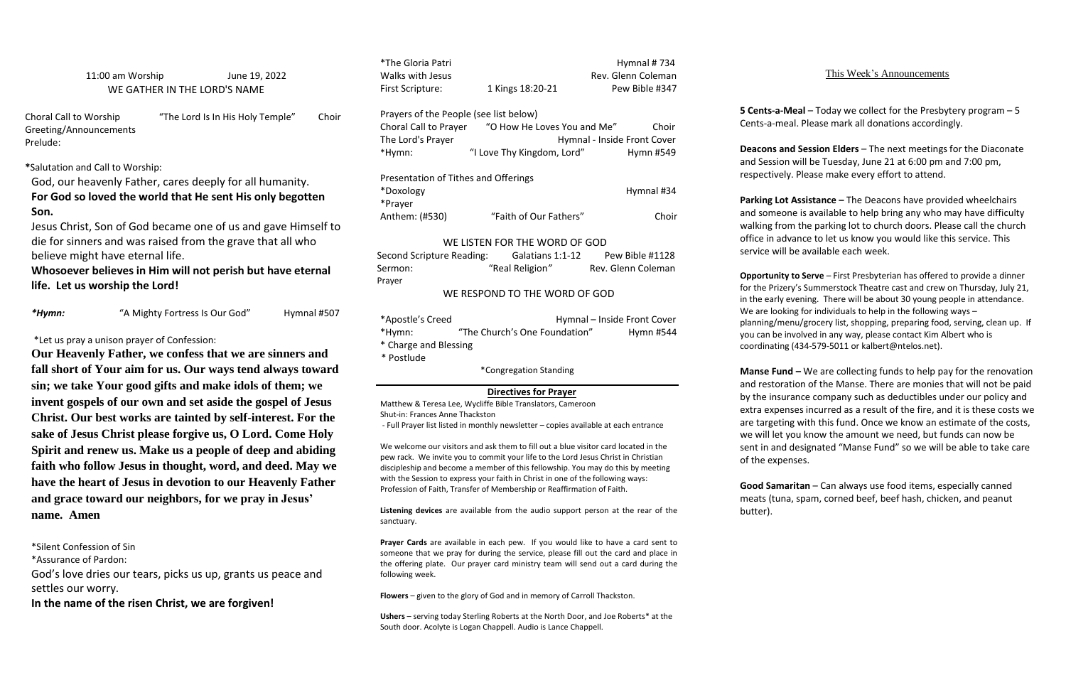11:00 am Worship June 19, 2022

WE GATHER IN THE LORD'S NAME

Choral Call to Worship "The Lord Is In His Holy Temple" Choir
Greeting/Announcements
Prelude:

*Salutation and Call to Worship:

God, our heavenly Father, cares deeply for all humanity.

**For God so loved the world that He sent His only begotten Son.**

Jesus Christ, Son of God became one of us and gave Himself to die for sinners and was raised from the grave that all who believe might have eternal life.

**Whosoever believes in Him will not perish but have eternal life. Let us worship the Lord!**

***Hymn:*** "A Mighty Fortress Is Our God" Hymnal #507

*Let us pray a unison prayer of Confession:

**Our Heavenly Father, we confess that we are sinners and fall short of Your aim for us. Our ways tend always toward sin; we take Your good gifts and make idols of them; we invent gospels of our own and set aside the gospel of Jesus Christ. Our best works are tainted by self-interest. For the sake of Jesus Christ please forgive us, O Lord. Come Holy Spirit and renew us. Make us a people of deep and abiding faith who follow Jesus in thought, word, and deed. May we have the heart of Jesus in devotion to our Heavenly Father and grace toward our neighbors, for we pray in Jesus' name. Amen**

*Silent Confession of Sin
*Assurance of Pardon:

God's love dries our tears, picks us up, grants us peace and settles our worry.

**In the name of the risen Christ, we are forgiven!**

*The Gloria Patri Hymnal # 734
Walks with Jesus Rev. Glenn Coleman
First Scripture: 1 Kings 18:20-21 Pew Bible #347

Prayers of the People (see list below)
Choral Call to Prayer "O How He Loves You and Me" Choir
The Lord's Prayer Hymnal - Inside Front Cover
*Hymn: "I Love Thy Kingdom, Lord" Hymn #549

Presentation of Tithes and Offerings
*Doxology Hymnal #34
*Prayer
Anthem: (#530) "Faith of Our Fathers" Choir

WE LISTEN FOR THE WORD OF GOD

Second Scripture Reading: Galatians 1:1-12 Pew Bible #1128
Sermon: "Real Religion" Rev. Glenn Coleman
Prayer

WE RESPOND TO THE WORD OF GOD

*Apostle's Creed Hymnal – Inside Front Cover
*Hymn: "The Church's One Foundation" Hymn #544
* Charge and Blessing
* Postlude

*Congregation Standing

**Directives for Prayer**

Matthew & Teresa Lee, Wycliffe Bible Translators, Cameroon
Shut-in: Frances Anne Thackston
- Full Prayer list listed in monthly newsletter – copies available at each entrance

We welcome our visitors and ask them to fill out a blue visitor card located in the pew rack. We invite you to commit your life to the Lord Jesus Christ in Christian discipleship and become a member of this fellowship. You may do this by meeting with the Session to express your faith in Christ in one of the following ways: Profession of Faith, Transfer of Membership or Reaffirmation of Faith.

**Listening devices** are available from the audio support person at the rear of the sanctuary.

**Prayer Cards** are available in each pew. If you would like to have a card sent to someone that we pray for during the service, please fill out the card and place in the offering plate. Our prayer card ministry team will send out a card during the following week.

**Flowers** – given to the glory of God and in memory of Carroll Thackston.

**Ushers** – serving today Sterling Roberts at the North Door, and Joe Roberts* at the South door. Acolyte is Logan Chappell. Audio is Lance Chappell.

## This Week's Announcements

**5 Cents-a-Meal** – Today we collect for the Presbytery program – 5 Cents-a-meal. Please mark all donations accordingly.

**Deacons and Session Elders** – The next meetings for the Diaconate and Session will be Tuesday, June 21 at 6:00 pm and 7:00 pm, respectively. Please make every effort to attend.

**Parking Lot Assistance –** The Deacons have provided wheelchairs and someone is available to help bring any who may have difficulty walking from the parking lot to church doors. Please call the church office in advance to let us know you would like this service. This service will be available each week.

**Opportunity to Serve** – First Presbyterian has offered to provide a dinner for the Prizery's Summerstock Theatre cast and crew on Thursday, July 21, in the early evening. There will be about 30 young people in attendance. We are looking for individuals to help in the following ways – planning/menu/grocery list, shopping, preparing food, serving, clean up. If you can be involved in any way, please contact Kim Albert who is coordinating (434-579-5011 or kalbert@ntelos.net).

**Manse Fund –** We are collecting funds to help pay for the renovation and restoration of the Manse. There are monies that will not be paid by the insurance company such as deductibles under our policy and extra expenses incurred as a result of the fire, and it is these costs we are targeting with this fund. Once we know an estimate of the costs, we will let you know the amount we need, but funds can now be sent in and designated "Manse Fund" so we will be able to take care of the expenses.

**Good Samaritan** – Can always use food items, especially canned meats (tuna, spam, corned beef, beef hash, chicken, and peanut butter).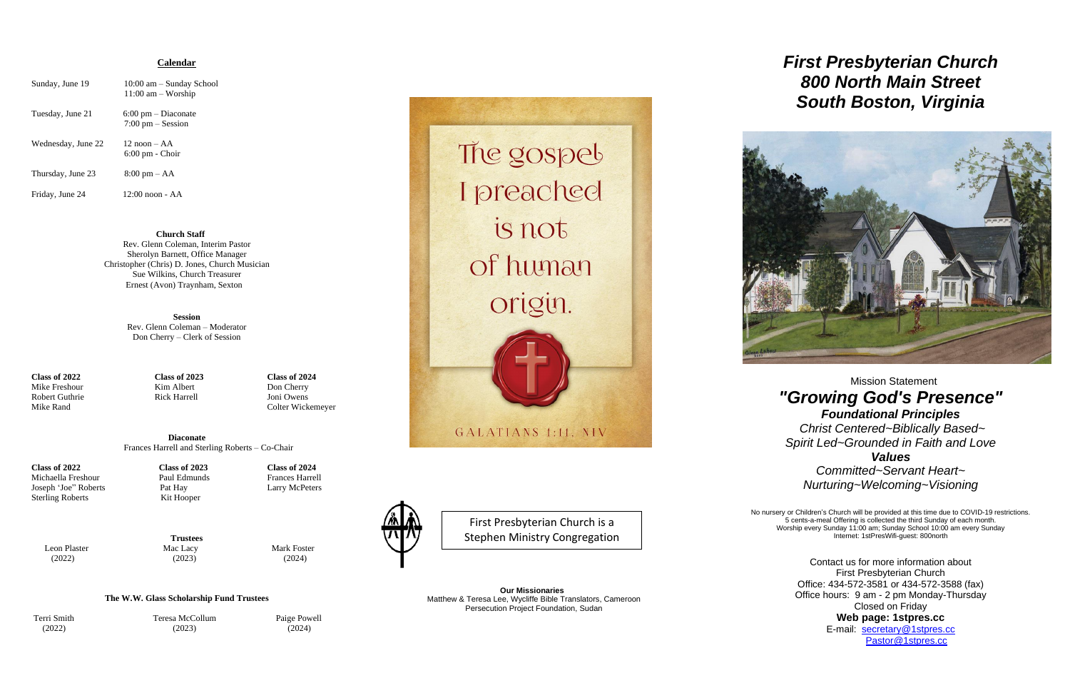## Calendar

| | |
|---|---|
| Sunday, June 19 | 10:00 am – Sunday School<br>11:00 am – Worship |
| Tuesday, June 21 | 6:00 pm – Diaconate<br>7:00 pm – Session |
| Wednesday, June 22 | 12 noon – AA<br>6:00 pm - Choir |
| Thursday, June 23 | 8:00 pm – AA |
| Friday, June 24 | 12:00 noon - AA |

**Church Staff**

Rev. Glenn Coleman, Interim Pastor
Sherolyn Barnett, Office Manager
Christopher (Chris) D. Jones, Church Musician
Sue Wilkins, Church Treasurer
Ernest (Avon) Traynham, Sexton

**Session**

Rev. Glenn Coleman – Moderator
Don Cherry – Clerk of Session

| Class of 2022 | Class of 2023 | Class of 2024 |
|---|---|---|
| Mike Freshour | Kim Albert | Don Cherry |
| Robert Guthrie | Rick Harrell | Joni Owens |
| Mike Rand | | Colter Wickemeyer |

**Diaconate**

Frances Harrell and Sterling Roberts – Co-Chair

| Class of 2022 | Class of 2023 | Class of 2024 |
|---|---|---|
| Michaella Freshour | Paul Edmunds | Frances Harrell |
| Joseph 'Joe" Roberts | Pat Hay | Larry McPeters |
| Sterling Roberts | Kit Hooper | |

**Trustees**

| | | |
|---|---|---|
| Leon Plaster (2022) | Mac Lacy (2023) | Mark Foster (2024) |

**The W.W. Glass Scholarship Fund Trustees**

| | | |
|---|---|---|
| Terri Smith (2022) | Teresa McCollum (2023) | Paige Powell (2024) |

The gospel I preached is not of human origin.

GALATIANS 1:11, NIV

First Presbyterian Church is a Stephen Ministry Congregation

**Our Missionaries**

Matthew & Teresa Lee, Wycliffe Bible Translators, Cameroon
Persecution Project Foundation, Sudan

# *First Presbyterian Church 800 North Main Street South Boston, Virginia*

Mission Statement

## *"Growing God's Presence"*

***Foundational Principles***

*Christ Centered~Biblically Based~ Spirit Led~Grounded in Faith and Love*

***Values***

*Committed~Servant Heart~ Nurturing~Welcoming~Visioning*

No nursery or Children's Church will be provided at this time due to COVID-19 restrictions.
5 cents-a-meal Offering is collected the third Sunday of each month.
Worship every Sunday 11:00 am; Sunday School 10:00 am every Sunday
Internet: 1stPresWifi-guest: 800north

Contact us for more information about
First Presbyterian Church
Office: 434-572-3581 or 434-572-3588 (fax)
Office hours: 9 am - 2 pm Monday-Thursday
Closed on Friday
**Web page: 1stpres.cc**
E-mail: secretary@1stpres.cc
Pastor@1stpres.cc